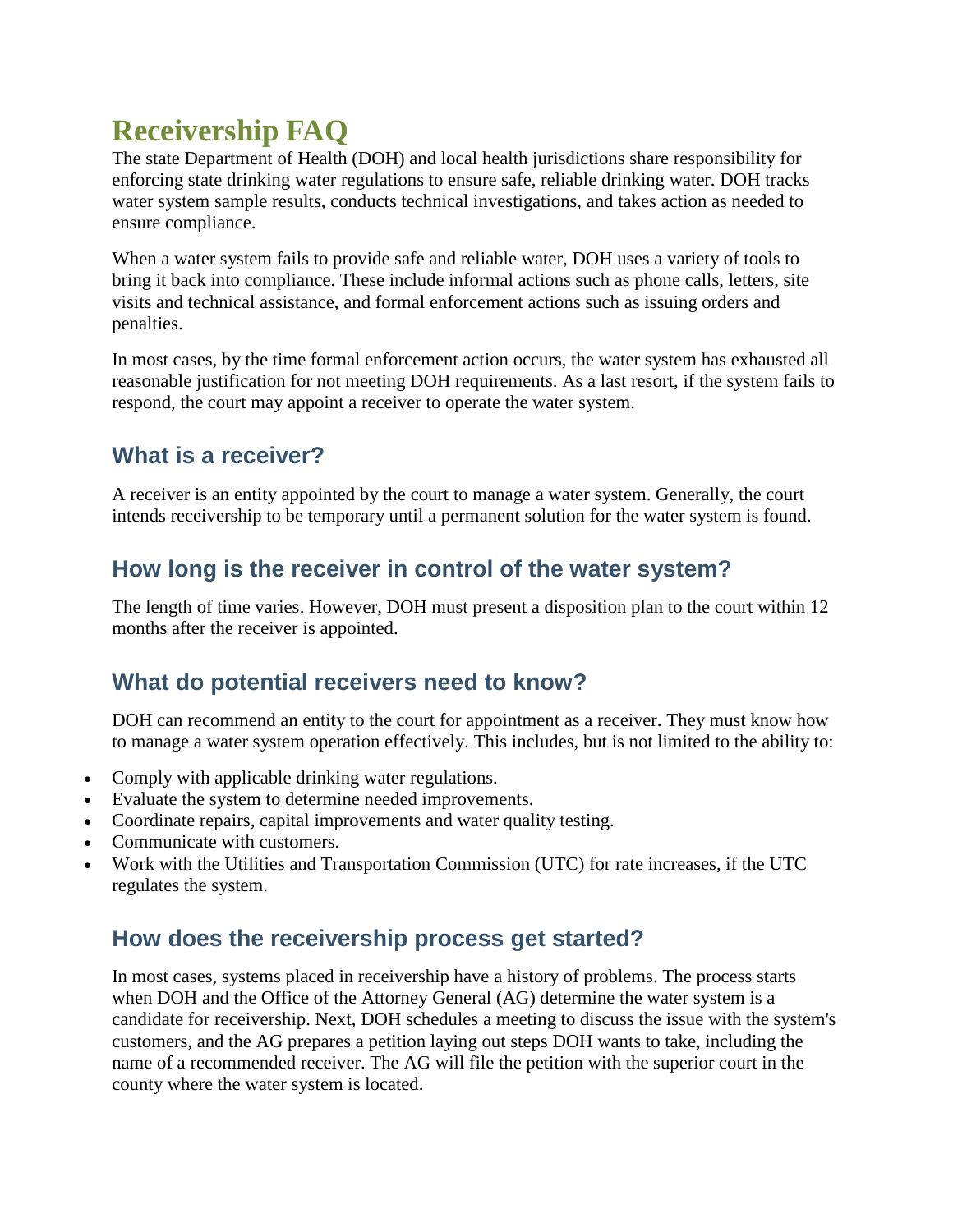# Receivership FAQ

The state Department of Health (DOH) and local health jurisdictions share responsibility for enforcing state drinking water regulations to ensure safe, reliable drinking water. DOH tracks water system sample results, conducts technical investigations, and takes action as needed to ensure compliance.

When a water system fails to provide safe and reliable water, DOH uses a variety of tools to bring it back into compliance. These include informal actions such as phone calls, letters, site visits and technical assistance, and formal enforcement actions such as issuing orders and penalties.

In most cases, by the time formal enforcement action occurs, the water system has exhausted all reasonable justification for not meeting DOH requirements. As a last resort, if the system fails to respond, the court may appoint a receiver to operate the water system.

## What is a receiver?

A receiver is an entity appointed by the court to manage a water system. Generally, the court intends receivership to be temporary until a permanent solution for the water system is found.

## How long is the receiver in control of the water system?

The length of time varies. However, DOH must present a disposition plan to the court within 12 months after the receiver is appointed.

## What do potential receivers need to know?

DOH can recommend an entity to the court for appointment as a receiver. They must know how to manage a water system operation effectively. This includes, but is not limited to the ability to:

- Comply with applicable drinking water regulations.
- Evaluate the system to determine needed improvements.
- Coordinate repairs, capital improvements and water quality testing.
- Communicate with customers.
- Work with the Utilities and Transportation Commission (UTC) for rate increases, if the UTC regulates the system.

## How does the receivership process get started?

In most cases, systems placed in receivership have a history of problems. The process starts when DOH and the Office of the Attorney General (AG) determine the water system is a candidate for receivership. Next, DOH schedules a meeting to discuss the issue with the system's customers, and the AG prepares a petition laying out steps DOH wants to take, including the name of a recommended receiver. The AG will file the petition with the superior court in the county where the water system is located.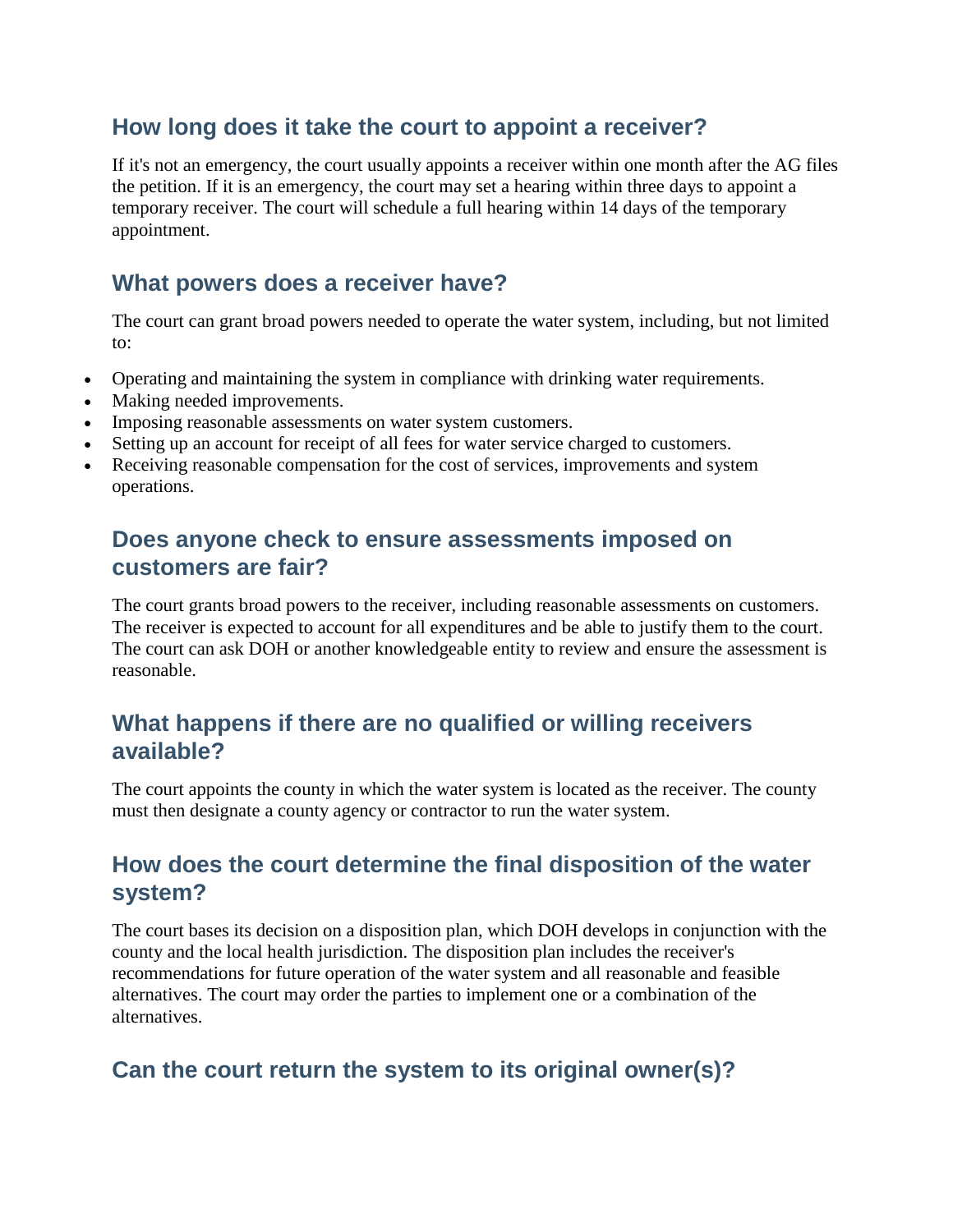## How long does it take the court to appoint a receiver?

If it's not an emergency, the court usually appoints a receiver within one month after the AG files the petition. If it is an emergency, the court may set a hearing within three days to appoint a temporary receiver. The court will schedule a full hearing within 14 days of the temporary appointment.

## What powers does a receiver have?

The court can grant broad powers needed to operate the water system, including, but not limited to:

- Operating and maintaining the system in compliance with drinking water requirements.
- Making needed improvements.
- Imposing reasonable assessments on water system customers.
- Setting up an account for receipt of all fees for water service charged to customers.
- Receiving reasonable compensation for the cost of services, improvements and system operations.

## Does anyone check to ensure assessments imposed on customers are fair?

The court grants broad powers to the receiver, including reasonable assessments on customers. The receiver is expected to account for all expenditures and be able to justify them to the court. The court can ask DOH or another knowledgeable entity to review and ensure the assessment is reasonable.

## What happens if there are no qualified or willing receivers available?

The court appoints the county in which the water system is located as the receiver. The county must then designate a county agency or contractor to run the water system.

## How does the court determine the final disposition of the water system?

The court bases its decision on a disposition plan, which DOH develops in conjunction with the county and the local health jurisdiction. The disposition plan includes the receiver's recommendations for future operation of the water system and all reasonable and feasible alternatives. The court may order the parties to implement one or a combination of the alternatives.

## Can the court return the system to its original owner(s)?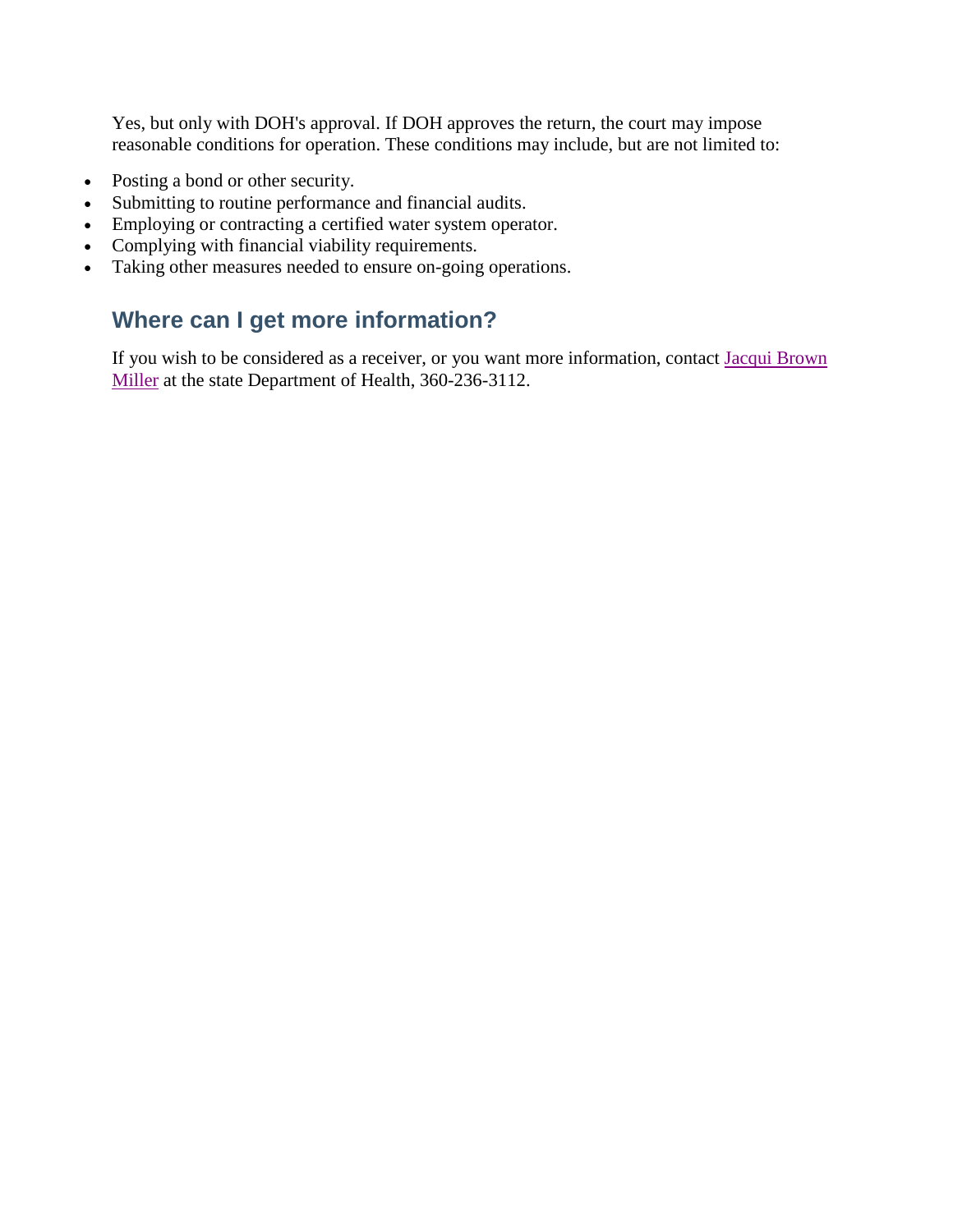Yes, but only with DOH's approval. If DOH approves the return, the court may impose reasonable conditions for operation. These conditions may include, but are not limited to:

- Posting a bond or other security.
- Submitting to routine performance and financial audits.
- Employing or contracting a certified water system operator.
- Complying with financial viability requirements.
- Taking other measures needed to ensure on-going operations.

## Where can I get more information?

If you wish to be considered as a receiver, or you want more information, contact Jacqui Brown Miller at the state Department of Health, 360-236-3112.